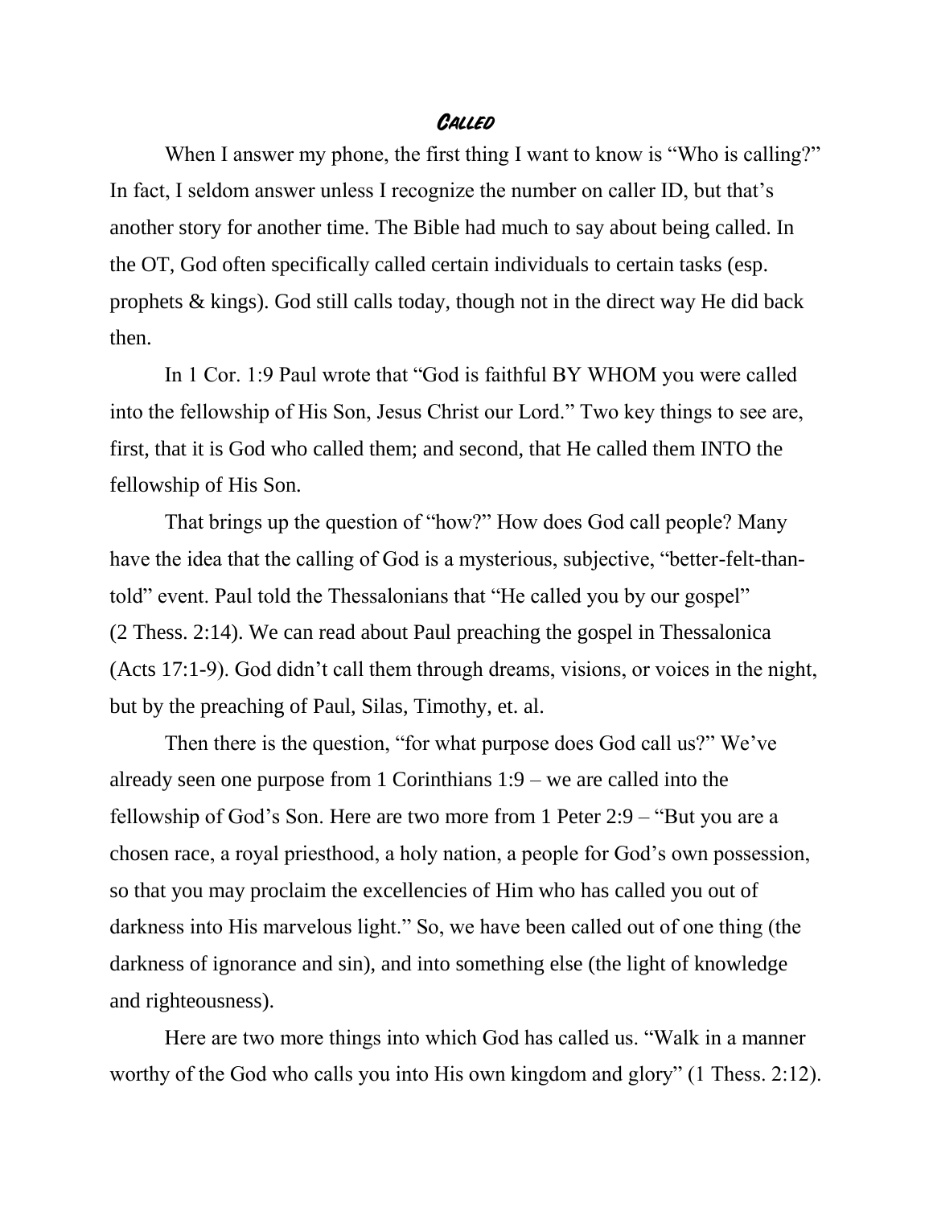# *Called*

When I answer my phone, the first thing I want to know is "Who is calling?" In fact, I seldom answer unless I recognize the number on caller ID, but that's another story for another time. The Bible had much to say about being called. In the OT, God often specifically called certain individuals to certain tasks (esp. prophets & kings). God still calls today, though not in the direct way He did back then.

In 1 Cor. 1:9 Paul wrote that "God is faithful BY WHOM you were called into the fellowship of His Son, Jesus Christ our Lord." Two key things to see are, first, that it is God who called them; and second, that He called them INTO the fellowship of His Son.

That brings up the question of "how?" How does God call people? Many have the idea that the calling of God is a mysterious, subjective, "better-felt-than-told" event. Paul told the Thessalonians that "He called you by our gospel" (2 Thess. 2:14). We can read about Paul preaching the gospel in Thessalonica (Acts 17:1-9). God didn't call them through dreams, visions, or voices in the night, but by the preaching of Paul, Silas, Timothy, et. al.

Then there is the question, "for what purpose does God call us?" We've already seen one purpose from 1 Corinthians 1:9 – we are called into the fellowship of God's Son. Here are two more from 1 Peter 2:9 – "But you are a chosen race, a royal priesthood, a holy nation, a people for God's own possession, so that you may proclaim the excellencies of Him who has called you out of darkness into His marvelous light." So, we have been called out of one thing (the darkness of ignorance and sin), and into something else (the light of knowledge and righteousness).

Here are two more things into which God has called us. "Walk in a manner worthy of the God who calls you into His own kingdom and glory" (1 Thess. 2:12).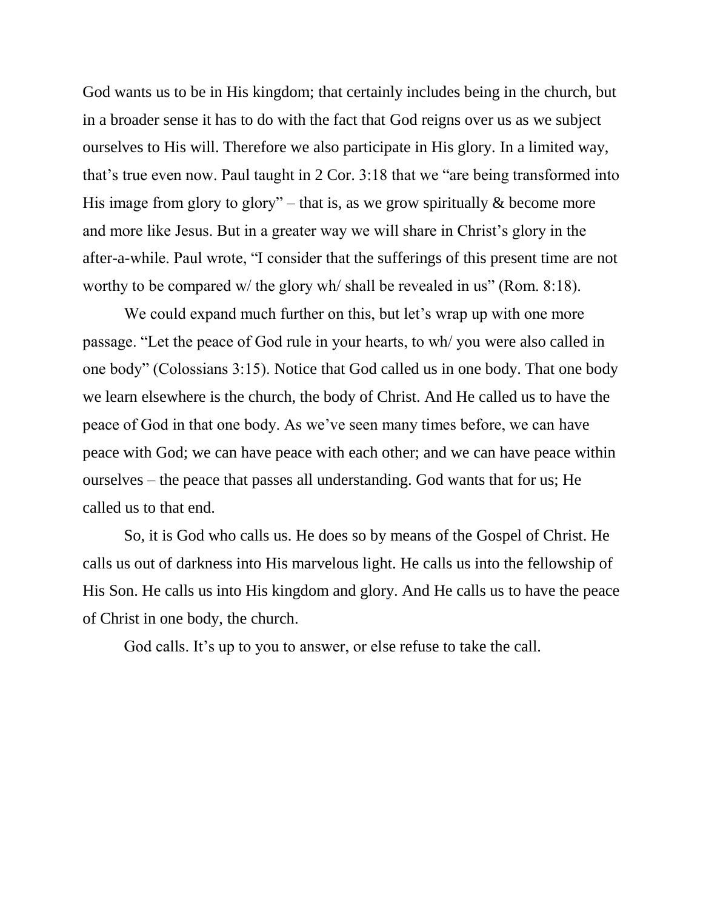God wants us to be in His kingdom; that certainly includes being in the church, but in a broader sense it has to do with the fact that God reigns over us as we subject ourselves to His will. Therefore we also participate in His glory. In a limited way, that's true even now. Paul taught in 2 Cor. 3:18 that we "are being transformed into His image from glory to glory" – that is, as we grow spiritually & become more and more like Jesus. But in a greater way we will share in Christ's glory in the after-a-while. Paul wrote, "I consider that the sufferings of this present time are not worthy to be compared w/ the glory wh/ shall be revealed in us" (Rom. 8:18).

We could expand much further on this, but let's wrap up with one more passage. "Let the peace of God rule in your hearts, to wh/ you were also called in one body" (Colossians 3:15). Notice that God called us in one body. That one body we learn elsewhere is the church, the body of Christ. And He called us to have the peace of God in that one body. As we've seen many times before, we can have peace with God; we can have peace with each other; and we can have peace within ourselves – the peace that passes all understanding. God wants that for us; He called us to that end.

So, it is God who calls us. He does so by means of the Gospel of Christ. He calls us out of darkness into His marvelous light. He calls us into the fellowship of His Son. He calls us into His kingdom and glory. And He calls us to have the peace of Christ in one body, the church.

God calls. It's up to you to answer, or else refuse to take the call.